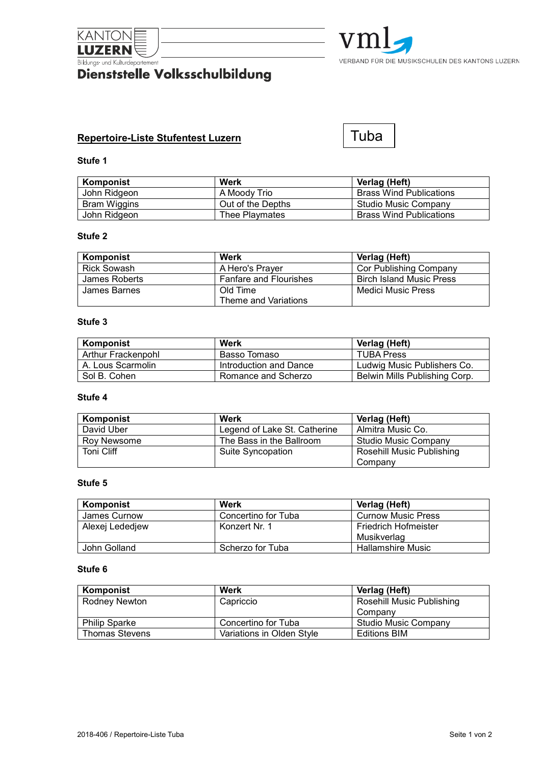KANTON LUZERN

Bildungs- und Kulturdepartement

**Dienststelle Volksschulbildung**

vml

VERBAND FÜR DIE MUSIKSCHULEN DES KANTONS LUZERN

## Repertoire-Liste Stufentest Luzern

**Tuba**

### Stufe 1

| Komponist | Werk | Verlag (Heft) |
|---|---|---|
| John Ridgeon | A Moody Trio | Brass Wind Publications |
| Bram Wiggins | Out of the Depths | Studio Music Company |
| John Ridgeon | Thee Playmates | Brass Wind Publications |

### Stufe 2

| Komponist | Werk | Verlag (Heft) |
|---|---|---|
| Rick Sowash | A Hero's Prayer | Cor Publishing Company |
| James Roberts | Fanfare and Flourishes | Birch Island Music Press |
| James Barnes | Old Time Theme and Variations | Medici Music Press |

### Stufe 3

| Komponist | Werk | Verlag (Heft) |
|---|---|---|
| Arthur Frackenpohl | Basso Tomaso | TUBA Press |
| A. Lous Scarmolin | Introduction and Dance | Ludwig Music Publishers Co. |
| Sol B. Cohen | Romance and Scherzo | Belwin Mills Publishing Corp. |

### Stufe 4

| Komponist | Werk | Verlag (Heft) |
|---|---|---|
| David Uber | Legend of Lake St. Catherine | Almitra Music Co. |
| Roy Newsome | The Bass in the Ballroom | Studio Music Company |
| Toni Cliff | Suite Syncopation | Rosehill Music Publishing Company |

### Stufe 5

| Komponist | Werk | Verlag (Heft) |
|---|---|---|
| James Curnow | Concertino for Tuba | Curnow Music Press |
| Alexej Lededjew | Konzert Nr. 1 | Friedrich Hofmeister Musikverlag |
| John Golland | Scherzo for Tuba | Hallamshire Music |

### Stufe 6

| Komponist | Werk | Verlag (Heft) |
|---|---|---|
| Rodney Newton | Capriccio | Rosehill Music Publishing Company |
| Philip Sparke | Concertino for Tuba | Studio Music Company |
| Thomas Stevens | Variations in Olden Style | Editions BIM |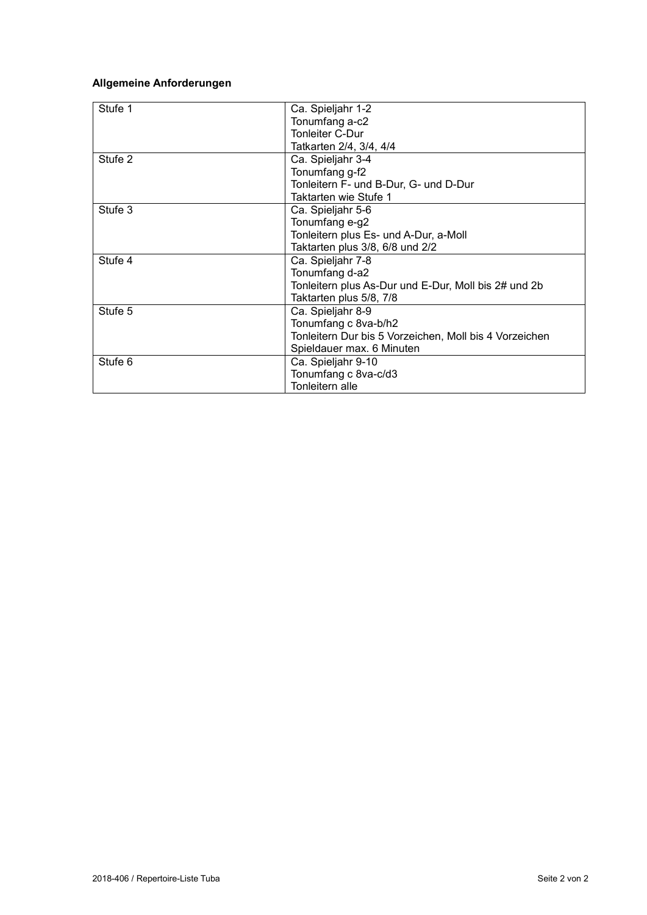**Allgemeine Anforderungen**

| | |
|---|---|
| Stufe 1 | Ca. Spieljahr 1-2<br>Tonumfang a-c2<br>Tonleiter C-Dur<br>Tatkarten 2/4, 3/4, 4/4 |
| Stufe 2 | Ca. Spieljahr 3-4<br>Tonumfang g-f2<br>Tonleitern F- und B-Dur, G- und D-Dur<br>Taktarten wie Stufe 1 |
| Stufe 3 | Ca. Spieljahr 5-6<br>Tonumfang e-g2<br>Tonleitern plus Es- und A-Dur, a-Moll<br>Taktarten plus 3/8, 6/8 und 2/2 |
| Stufe 4 | Ca. Spieljahr 7-8<br>Tonumfang d-a2<br>Tonleitern plus As-Dur und E-Dur, Moll bis 2# und 2b<br>Taktarten plus 5/8, 7/8 |
| Stufe 5 | Ca. Spieljahr 8-9<br>Tonumfang c 8va-b/h2<br>Tonleitern Dur bis 5 Vorzeichen, Moll bis 4 Vorzeichen<br>Spieldauer max. 6 Minuten |
| Stufe 6 | Ca. Spieljahr 9-10<br>Tonumfang c 8va-c/d3<br>Tonleitern alle |